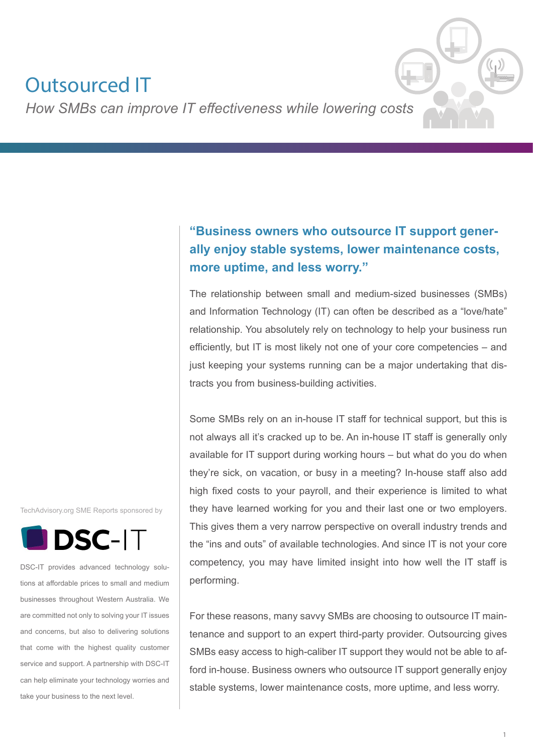# Outsourced IT

*How SMBs can improve IT effectiveness while lowering costs*

## "Business owners who outsource IT support generally enjoy stable systems, lower maintenance costs, more uptime, and less worry."

The relationship between small and medium-sized businesses (SMBs) and Information Technology (IT) can often be described as a "love/hate" relationship. You absolutely rely on technology to help your business run efficiently, but IT is most likely not one of your core competencies – and just keeping your systems running can be a major undertaking that distracts you from business-building activities.

Some SMBs rely on an in-house IT staff for technical support, but this is not always all it's cracked up to be. An in-house IT staff is generally only available for IT support during working hours – but what do you do when they're sick, on vacation, or busy in a meeting? In-house staff also add high fixed costs to your payroll, and their experience is limited to what they have learned working for you and their last one or two employers. This gives them a very narrow perspective on overall industry trends and the "ins and outs" of available technologies. And since IT is not your core competency, you may have limited insight into how well the IT staff is performing.

For these reasons, many savvy SMBs are choosing to outsource IT maintenance and support to an expert third-party provider. Outsourcing gives SMBs easy access to high-caliber IT support they would not be able to afford in-house. Business owners who outsource IT support generally enjoy stable systems, lower maintenance costs, more uptime, and less worry.

TechAdvisory.org SME Reports sponsored by

**DSC-IT**

DSC-IT provides advanced technology solutions at affordable prices to small and medium businesses throughout Western Australia. We are committed not only to solving your IT issues and concerns, but also to delivering solutions that come with the highest quality customer service and support. A partnership with DSC-IT can help eliminate your technology worries and take your business to the next level.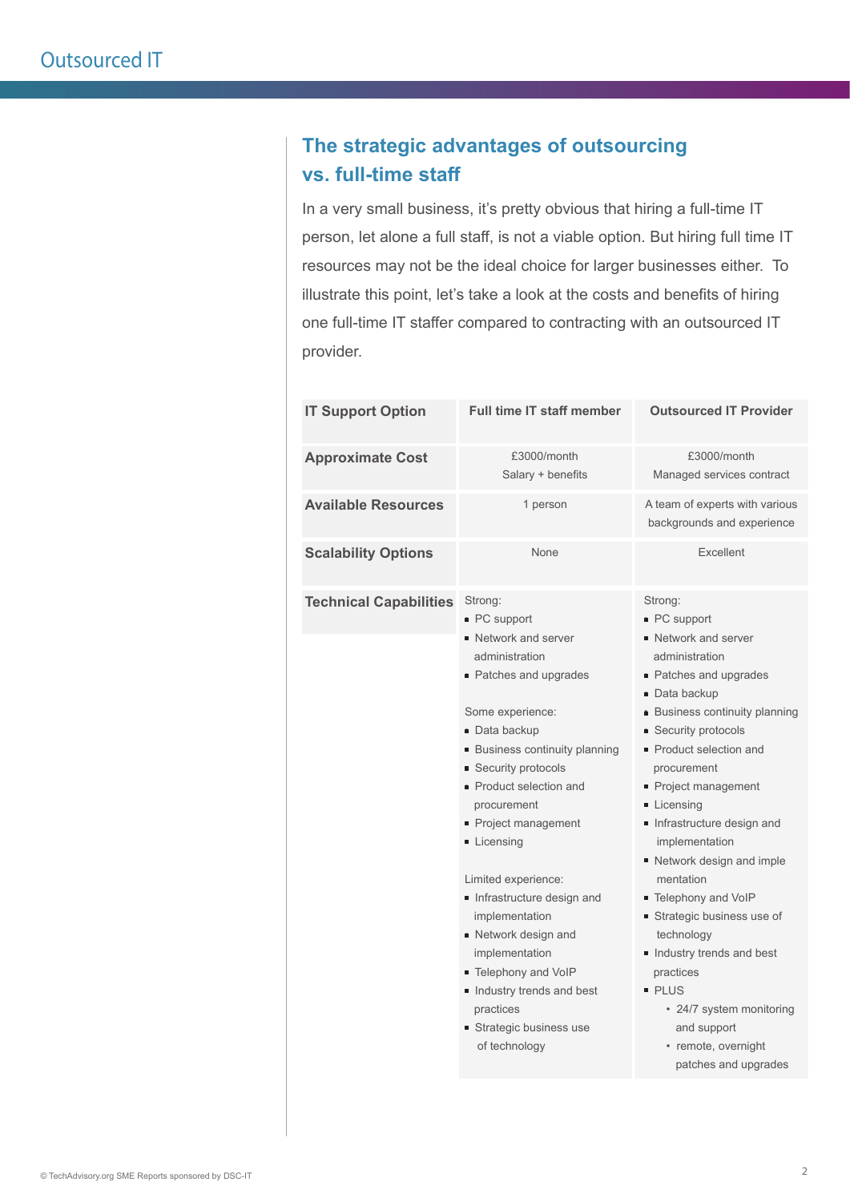## The strategic advantages of outsourcing vs. full-time staff

In a very small business, it's pretty obvious that hiring a full-time IT person, let alone a full staff, is not a viable option. But hiring full time IT resources may not be the ideal choice for larger businesses either. To illustrate this point, let's take a look at the costs and benefits of hiring one full-time IT staffer compared to contracting with an outsourced IT provider.

| IT Support Option | Full time IT staff member | Outsourced IT Provider |
|---|---|---|
| **Approximate Cost** | £3000/month<br>Salary + benefits | £3000/month<br>Managed services contract |
| **Available Resources** | 1 person | A team of experts with various backgrounds and experience |
| **Scalability Options** | None | Excellent |
| **Technical Capabilities** | Strong:<br>▪ PC support<br>▪ Network and server administration<br>▪ Patches and upgrades<br><br>Some experience:<br>▪ Data backup<br>▪ Business continuity planning<br>▪ Security protocols<br>▪ Product selection and procurement<br>▪ Project management<br>▪ Licensing<br><br>Limited experience:<br>▪ Infrastructure design and implementation<br>▪ Network design and implementation<br>▪ Telephony and VoIP<br>▪ Industry trends and best practices<br>▪ Strategic business use of technology | Strong:<br>▪ PC support<br>▪ Network and server administration<br>▪ Patches and upgrades<br>▪ Data backup<br>▪ Business continuity planning<br>▪ Security protocols<br>▪ Product selection and procurement<br>▪ Project management<br>▪ Licensing<br>▪ Infrastructure design and implementation<br>▪ Network design and imple mentation<br>▪ Telephony and VoIP<br>▪ Strategic business use of technology<br>▪ Industry trends and best practices<br>▪ PLUS<br>• 24/7 system monitoring and support<br>• remote, overnight patches and upgrades |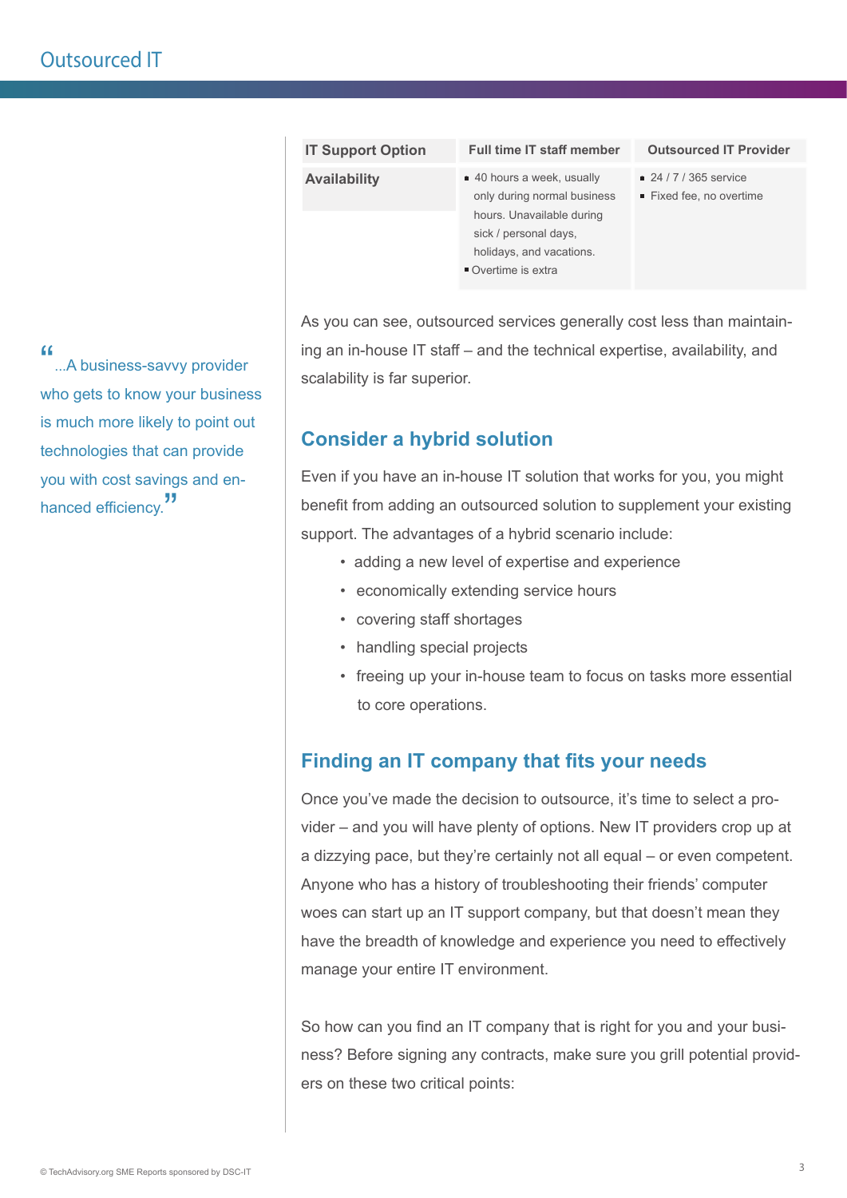| IT Support Option | Full time IT staff member | Outsourced IT Provider |
|---|---|---|
| **Availability** | ▪ 40 hours a week, usually only during normal business hours. Unavailable during sick / personal days, holidays, and vacations. ▪ Overtime is extra | ▪ 24 / 7 / 365 service ▪ Fixed fee, no overtime |

As you can see, outsourced services generally cost less than maintaining an in-house IT staff – and the technical expertise, availability, and scalability is far superior.

> "...A business-savvy provider who gets to know your business is much more likely to point out technologies that can provide you with cost savings and enhanced efficiency."

## Consider a hybrid solution

Even if you have an in-house IT solution that works for you, you might benefit from adding an outsourced solution to supplement your existing support. The advantages of a hybrid scenario include:

- adding a new level of expertise and experience
- economically extending service hours
- covering staff shortages
- handling special projects
- freeing up your in-house team to focus on tasks more essential to core operations.

## Finding an IT company that fits your needs

Once you've made the decision to outsource, it's time to select a provider – and you will have plenty of options. New IT providers crop up at a dizzying pace, but they're certainly not all equal – or even competent. Anyone who has a history of troubleshooting their friends' computer woes can start up an IT support company, but that doesn't mean they have the breadth of knowledge and experience you need to effectively manage your entire IT environment.

So how can you find an IT company that is right for you and your business? Before signing any contracts, make sure you grill potential providers on these two critical points: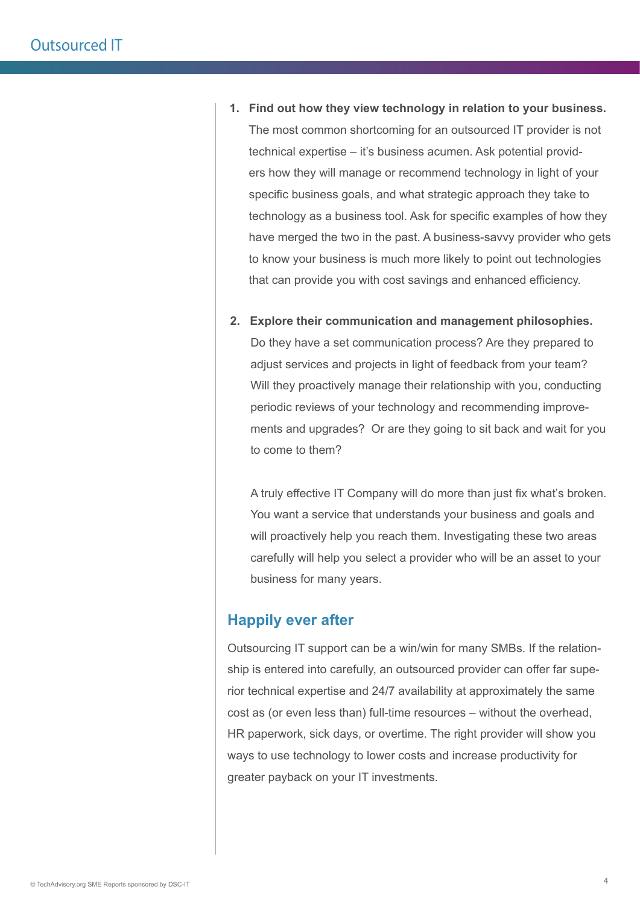1. **Find out how they view technology in relation to your business.** The most common shortcoming for an outsourced IT provider is not technical expertise – it's business acumen. Ask potential providers how they will manage or recommend technology in light of your specific business goals, and what strategic approach they take to technology as a business tool. Ask for specific examples of how they have merged the two in the past. A business-savvy provider who gets to know your business is much more likely to point out technologies that can provide you with cost savings and enhanced efficiency.

2. **Explore their communication and management philosophies.** Do they have a set communication process? Are they prepared to adjust services and projects in light of feedback from your team? Will they proactively manage their relationship with you, conducting periodic reviews of your technology and recommending improvements and upgrades? Or are they going to sit back and wait for you to come to them?

   A truly effective IT Company will do more than just fix what's broken. You want a service that understands your business and goals and will proactively help you reach them. Investigating these two areas carefully will help you select a provider who will be an asset to your business for many years.

## Happily ever after

Outsourcing IT support can be a win/win for many SMBs. If the relationship is entered into carefully, an outsourced provider can offer far superior technical expertise and 24/7 availability at approximately the same cost as (or even less than) full-time resources – without the overhead, HR paperwork, sick days, or overtime. The right provider will show you ways to use technology to lower costs and increase productivity for greater payback on your IT investments.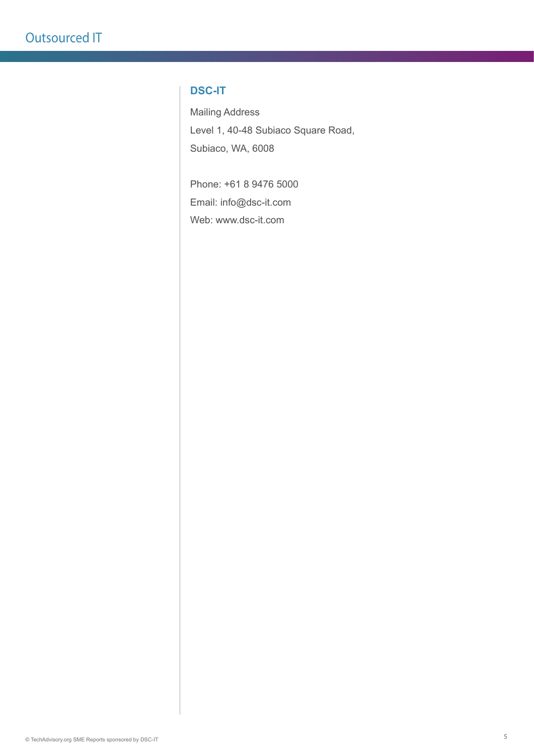## DSC-IT

Mailing Address
Level 1, 40-48 Subiaco Square Road,
Subiaco, WA, 6008

Phone: +61 8 9476 5000
Email: info@dsc-it.com
Web: www.dsc-it.com